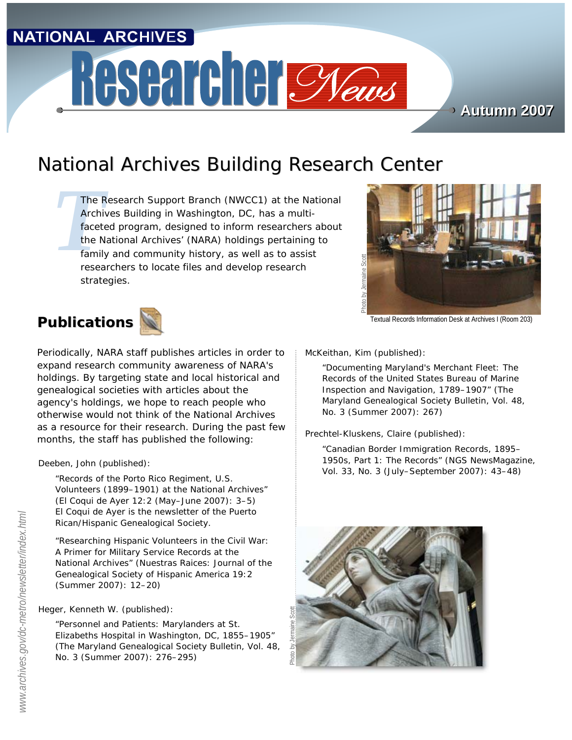NATIONAL ARCHIVES

# Researcher News

Autumn 2007

# National Archives Building Research Center

The Research Support Branch (NWCC1) at the National Archives Building in Washington, DC, has a multi-faceted program, designed to inform researchers about the National Archives' (NARA) holdings pertaining to family and community history, as well as to assist researchers to locate files and develop research strategies.

Photo by Jermaine Scott

Textual Records Information Desk at Archives I (Room 203)

## Publications

Periodically, NARA staff publishes articles in order to expand research community awareness of NARA's holdings. By targeting state and local historical and genealogical societies with articles about the agency's holdings, we hope to reach people who otherwise would not think of the National Archives as a resource for their research. During the past few months, the staff has published the following:

Deeben, John (published):

> "Records of the Porto Rico Regiment, U.S. Volunteers (1899–1901) at the National Archives" (El Coqui de Ayer 12:2 (May–June 2007): 3–5) El Coqui de Ayer is the newsletter of the Puerto Rican/Hispanic Genealogical Society.
>
> "Researching Hispanic Volunteers in the Civil War: A Primer for Military Service Records at the National Archives" (Nuestras Raices: Journal of the Genealogical Society of Hispanic America 19:2 (Summer 2007): 12–20)

Heger, Kenneth W. (published):

> "Personnel and Patients: Marylanders at St. Elizabeths Hospital in Washington, DC, 1855–1905" (The Maryland Genealogical Society Bulletin, Vol. 48, No. 3 (Summer 2007): 276–295)

McKeithan, Kim (published):

> "Documenting Maryland's Merchant Fleet: The Records of the United States Bureau of Marine Inspection and Navigation, 1789–1907" (The Maryland Genealogical Society Bulletin, Vol. 48, No. 3 (Summer 2007): 267)

Prechtel-Kluskens, Claire (published):

> "Canadian Border Immigration Records, 1895–1950s, Part 1: The Records" (NGS NewsMagazine, Vol. 33, No. 3 (July–September 2007): 43–48)

Photo by Jermaine Scott

www.archives.gov/dc-metro/newsletter/index.html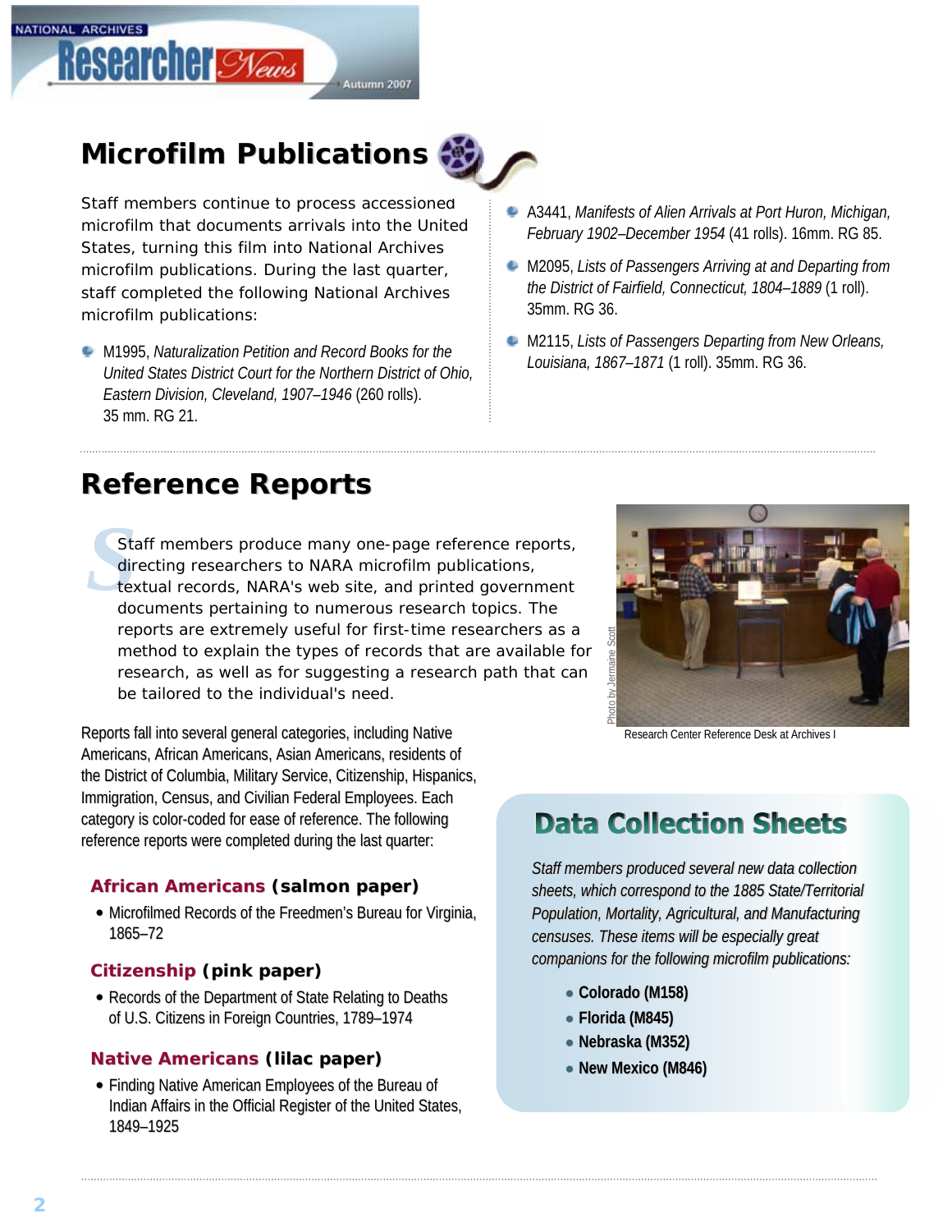## Microfilm Publications

Staff members continue to process accessioned microfilm that documents arrivals into the United States, turning this film into National Archives microfilm publications. During the last quarter, staff completed the following National Archives microfilm publications:

- M1995, *Naturalization Petition and Record Books for the United States District Court for the Northern District of Ohio, Eastern Division, Cleveland, 1907–1946* (260 rolls). 35 mm. RG 21.
- A3441, *Manifests of Alien Arrivals at Port Huron, Michigan, February 1902–December 1954* (41 rolls). 16mm. RG 85.
- M2095, *Lists of Passengers Arriving at and Departing from the District of Fairfield, Connecticut, 1804–1889* (1 roll). 35mm. RG 36.
- M2115, *Lists of Passengers Departing from New Orleans, Louisiana, 1867–1871* (1 roll). 35mm. RG 36.

## Reference Reports

Staff members produce many one-page reference reports, directing researchers to NARA microfilm publications, textual records, NARA's web site, and printed government documents pertaining to numerous research topics. The reports are extremely useful for first-time researchers as a method to explain the types of records that are available for research, as well as for suggesting a research path that can be tailored to the individual's need.

Photo by Jermaine Scott

Research Center Reference Desk at Archives I

Reports fall into several general categories, including Native Americans, African Americans, Asian Americans, residents of the District of Columbia, Military Service, Citizenship, Hispanics, Immigration, Census, and Civilian Federal Employees. Each category is color-coded for ease of reference. The following reference reports were completed during the last quarter:

### African Americans (salmon paper)

- Microfilmed Records of the Freedmen's Bureau for Virginia, 1865–72

### Citizenship (pink paper)

- Records of the Department of State Relating to Deaths of U.S. Citizens in Foreign Countries, 1789–1974

### Native Americans (lilac paper)

- Finding Native American Employees of the Bureau of Indian Affairs in the Official Register of the United States, 1849–1925

## Data Collection Sheets

*Staff members produced several new data collection sheets, which correspond to the 1885 State/Territorial Population, Mortality, Agricultural, and Manufacturing censuses. These items will be especially great companions for the following microfilm publications:*

- **Colorado (M158)**
- **Florida (M845)**
- **Nebraska (M352)**
- **New Mexico (M846)**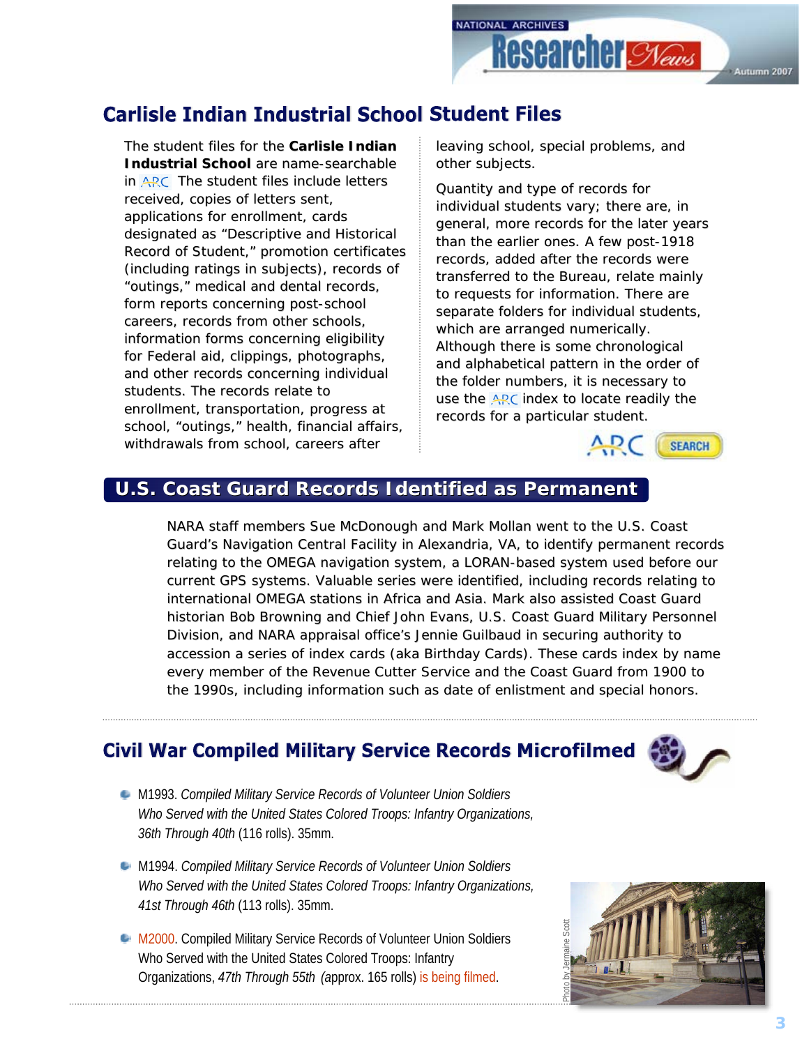## Carlisle Indian Industrial School Student Files

The student files for the **Carlisle Indian Industrial School** are name-searchable in ARC. The student files include letters received, copies of letters sent, applications for enrollment, cards designated as "Descriptive and Historical Record of Student," promotion certificates (including ratings in subjects), records of "outings," medical and dental records, form reports concerning post-school careers, records from other schools, information forms concerning eligibility for Federal aid, clippings, photographs, and other records concerning individual students. The records relate to enrollment, transportation, progress at school, "outings," health, financial affairs, withdrawals from school, careers after leaving school, special problems, and other subjects.

Quantity and type of records for individual students vary; there are, in general, more records for the later years than the earlier ones. A few post-1918 records, added after the records were transferred to the Bureau, relate mainly to requests for information. There are separate folders for individual students, which are arranged numerically. Although there is some chronological and alphabetical pattern in the order of the folder numbers, it is necessary to use the ARC index to locate readily the records for a particular student.

ARC SEARCH

## U.S. Coast Guard Records Identified as Permanent

NARA staff members Sue McDonough and Mark Mollan went to the U.S. Coast Guard's Navigation Central Facility in Alexandria, VA, to identify permanent records relating to the OMEGA navigation system, a LORAN-based system used before our current GPS systems. Valuable series were identified, including records relating to international OMEGA stations in Africa and Asia. Mark also assisted Coast Guard historian Bob Browning and Chief John Evans, U.S. Coast Guard Military Personnel Division, and NARA appraisal office's Jennie Guilbaud in securing authority to accession a series of index cards (aka Birthday Cards). These cards index by name every member of the Revenue Cutter Service and the Coast Guard from 1900 to the 1990s, including information such as date of enlistment and special honors.

## Civil War Compiled Military Service Records Microfilmed

- M1993. *Compiled Military Service Records of Volunteer Union Soldiers Who Served with the United States Colored Troops: Infantry Organizations, 36th Through 40th* (116 rolls). 35mm.
- M1994. *Compiled Military Service Records of Volunteer Union Soldiers Who Served with the United States Colored Troops: Infantry Organizations, 41st Through 46th* (113 rolls). 35mm.
- M2000. Compiled Military Service Records of Volunteer Union Soldiers Who Served with the United States Colored Troops: Infantry Organizations, *47th Through 55th* (approx. 165 rolls) is being filmed.

Photo by Jermaine Scott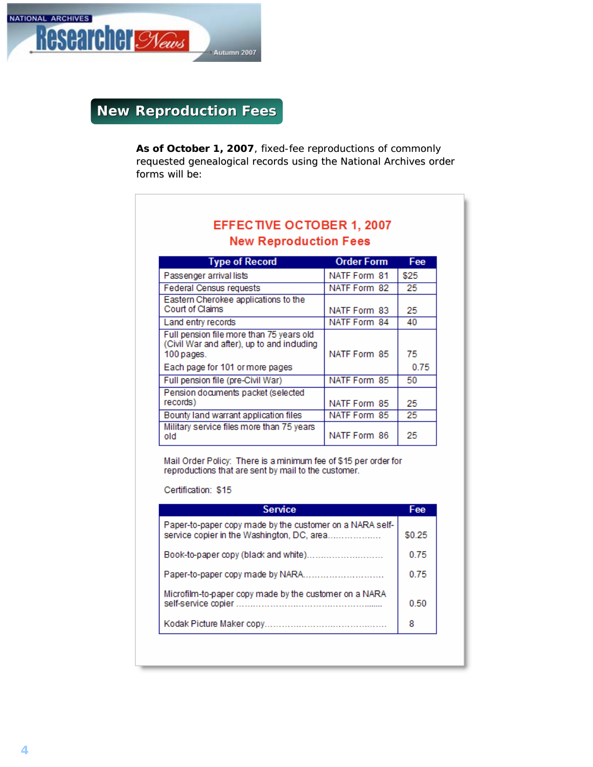## New Reproduction Fees

**As of October 1, 2007**, fixed-fee reproductions of commonly requested genealogical records using the National Archives order forms will be:

### EFFECTIVE OCTOBER 1, 2007
### New Reproduction Fees

| Type of Record | Order Form | Fee |
|---|---|---|
| Passenger arrival lists | NATF Form 81 | $25 |
| Federal Census requests | NATF Form 82 | 25 |
| Eastern Cherokee applications to the Court of Claims | NATF Form 83 | 25 |
| Land entry records | NATF Form 84 | 40 |
| Full pension file more than 75 years old (Civil War and after), up to and including 100 pages. | NATF Form 85 | 75 |
| Each page for 101 or more pages | | 0.75 |
| Full pension file (pre-Civil War) | NATF Form 85 | 50 |
| Pension documents packet (selected records) | NATF Form 85 | 25 |
| Bounty land warrant application files | NATF Form 85 | 25 |
| Military service files more than 75 years old | NATF Form 86 | 25 |

Mail Order Policy: There is a minimum fee of $15 per order for reproductions that are sent by mail to the customer.

Certification: $15

| Service | Fee |
|---|---|
| Paper-to-paper copy made by the customer on a NARA self-service copier in the Washington, DC, area.................. | $0.25 |
| Book-to-paper copy (black and white)......................... | 0.75 |
| Paper-to-paper copy made by NARA......................... | 0.75 |
| Microfilm-to-paper copy made by the customer on a NARA self-service copier ................................................ | 0.50 |
| Kodak Picture Maker copy........................................ | 8 |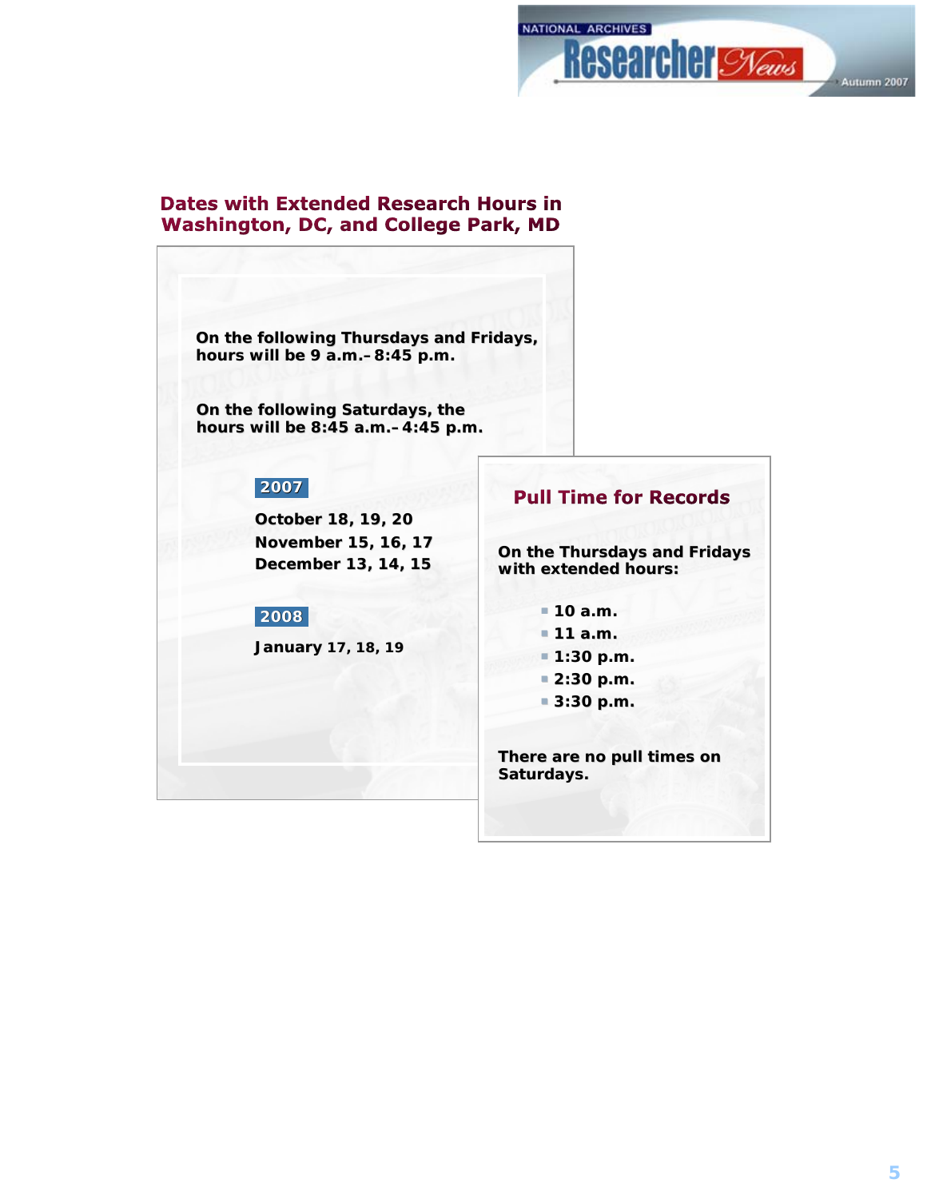## Dates with Extended Research Hours in Washington, DC, and College Park, MD

**On the following Thursdays and Fridays, hours will be 9 a.m.–8:45 p.m.**

**On the following Saturdays, the hours will be 8:45 a.m.–4:45 p.m.**

**2007**

**October 18, 19, 20**
**November 15, 16, 17**
**December 13, 14, 15**

**2008**

**January 17, 18, 19**

## Pull Time for Records

**On the Thursdays and Fridays with extended hours:**

- **10 a.m.**
- **11 a.m.**
- **1:30 p.m.**
- **2:30 p.m.**
- **3:30 p.m.**

**There are no pull times on Saturdays.**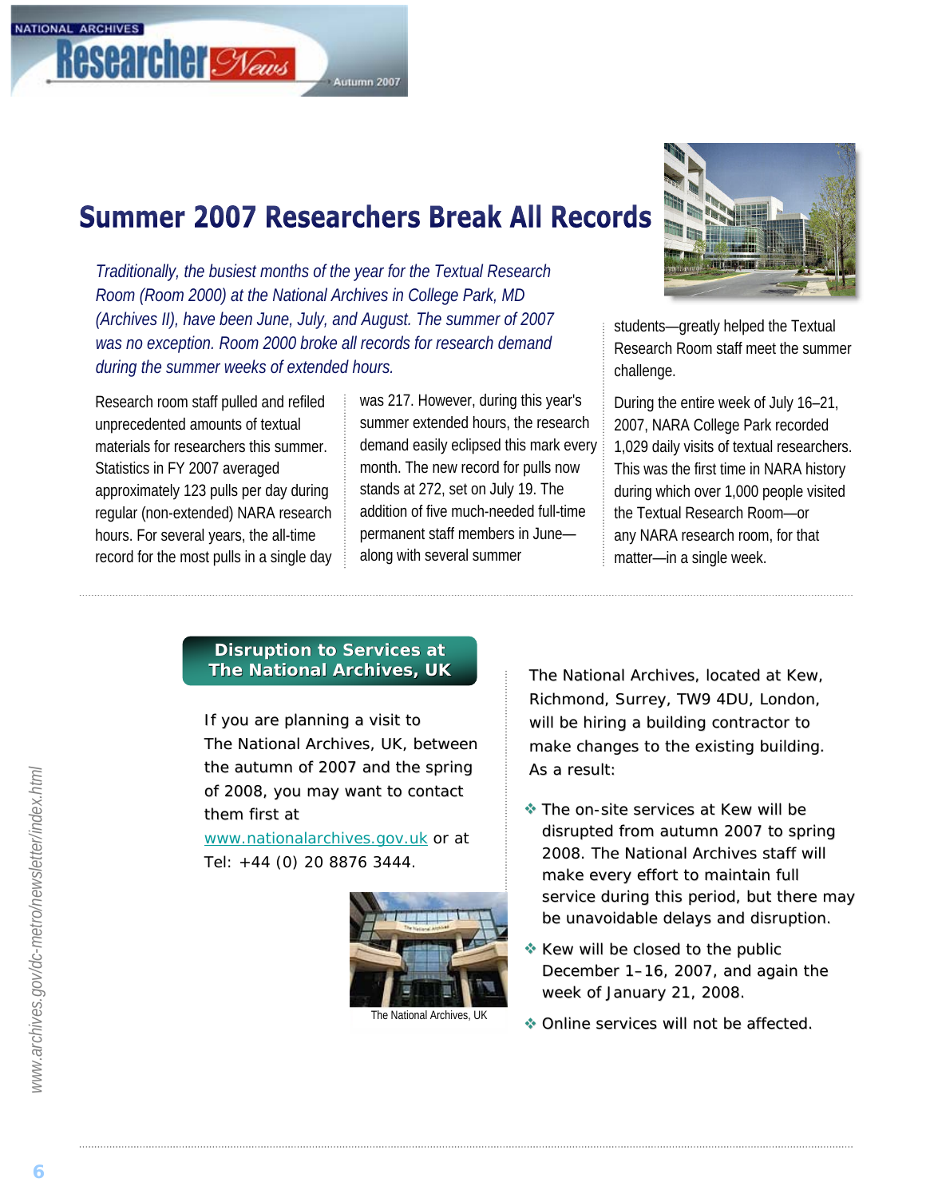# Summer 2007 Researchers Break All Records

*Traditionally, the busiest months of the year for the Textual Research Room (Room 2000) at the National Archives in College Park, MD (Archives II), have been June, July, and August. The summer of 2007 was no exception. Room 2000 broke all records for research demand during the summer weeks of extended hours.*

Research room staff pulled and refiled unprecedented amounts of textual materials for researchers this summer. Statistics in FY 2007 averaged approximately 123 pulls per day during regular (non-extended) NARA research hours. For several years, the all-time record for the most pulls in a single day was 217. However, during this year's summer extended hours, the research demand easily eclipsed this mark every month. The new record for pulls now stands at 272, set on July 19. The addition of five much-needed full-time permanent staff members in June—along with several summer students—greatly helped the Textual Research Room staff meet the summer challenge.

During the entire week of July 16–21, 2007, NARA College Park recorded 1,029 daily visits of textual researchers. This was the first time in NARA history during which over 1,000 people visited the Textual Research Room—or any NARA research room, for that matter—in a single week.

## Disruption to Services at The National Archives, UK

If you are planning a visit to The National Archives, UK, between the autumn of 2007 and the spring of 2008, you may want to contact them first at www.nationalarchives.gov.uk or at Tel: +44 (0) 20 8876 3444.

The National Archives, UK

The National Archives, located at Kew, Richmond, Surrey, TW9 4DU, London, will be hiring a building contractor to make changes to the existing building. As a result:

- The on-site services at Kew will be disrupted from autumn 2007 to spring 2008. The National Archives staff will make every effort to maintain full service during this period, but there may be unavoidable delays and disruption.
- Kew will be closed to the public December 1–16, 2007, and again the week of January 21, 2008.
- Online services will not be affected.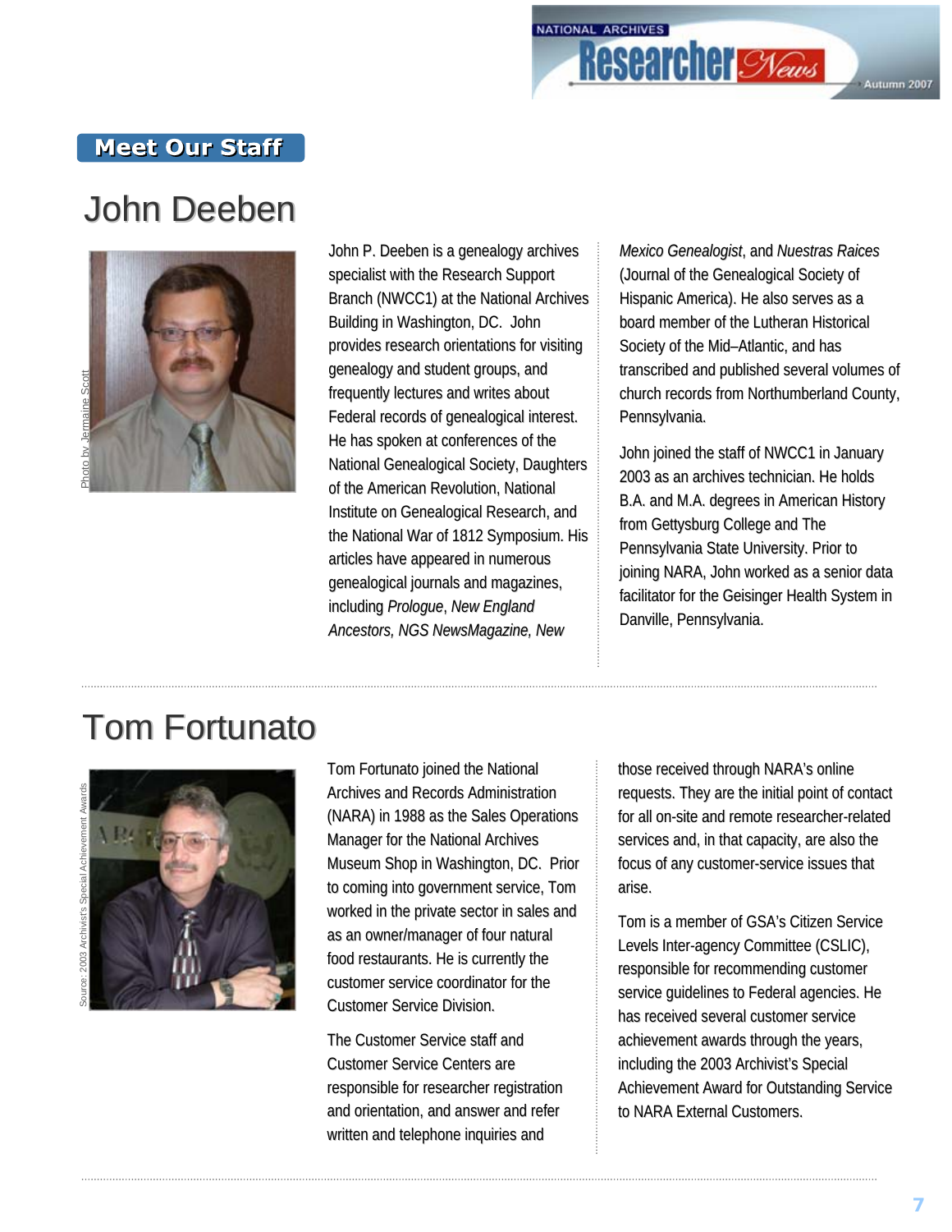## Meet Our Staff

# John Deeben

Photo by Jermaine Scott

John P. Deeben is a genealogy archives specialist with the Research Support Branch (NWCC1) at the National Archives Building in Washington, DC. John provides research orientations for visiting genealogy and student groups, and frequently lectures and writes about Federal records of genealogical interest. He has spoken at conferences of the National Genealogical Society, Daughters of the American Revolution, National Institute on Genealogical Research, and the National War of 1812 Symposium. His articles have appeared in numerous genealogical journals and magazines, including *Prologue*, *New England Ancestors, NGS NewsMagazine, New Mexico Genealogist*, and *Nuestras Raices* (Journal of the Genealogical Society of Hispanic America). He also serves as a board member of the Lutheran Historical Society of the Mid–Atlantic, and has transcribed and published several volumes of church records from Northumberland County, Pennsylvania.

John joined the staff of NWCC1 in January 2003 as an archives technician. He holds B.A. and M.A. degrees in American History from Gettysburg College and The Pennsylvania State University. Prior to joining NARA, John worked as a senior data facilitator for the Geisinger Health System in Danville, Pennsylvania.

# Tom Fortunato

Source: 2003 Archivist's Special Achievement Awards

Tom Fortunato joined the National Archives and Records Administration (NARA) in 1988 as the Sales Operations Manager for the National Archives Museum Shop in Washington, DC. Prior to coming into government service, Tom worked in the private sector in sales and as an owner/manager of four natural food restaurants. He is currently the customer service coordinator for the Customer Service Division.

The Customer Service staff and Customer Service Centers are responsible for researcher registration and orientation, and answer and refer written and telephone inquiries and those received through NARA's online requests. They are the initial point of contact for all on-site and remote researcher-related services and, in that capacity, are also the focus of any customer-service issues that arise.

Tom is a member of GSA's Citizen Service Levels Inter-agency Committee (CSLIC), responsible for recommending customer service guidelines to Federal agencies. He has received several customer service achievement awards through the years, including the 2003 Archivist's Special Achievement Award for Outstanding Service to NARA External Customers.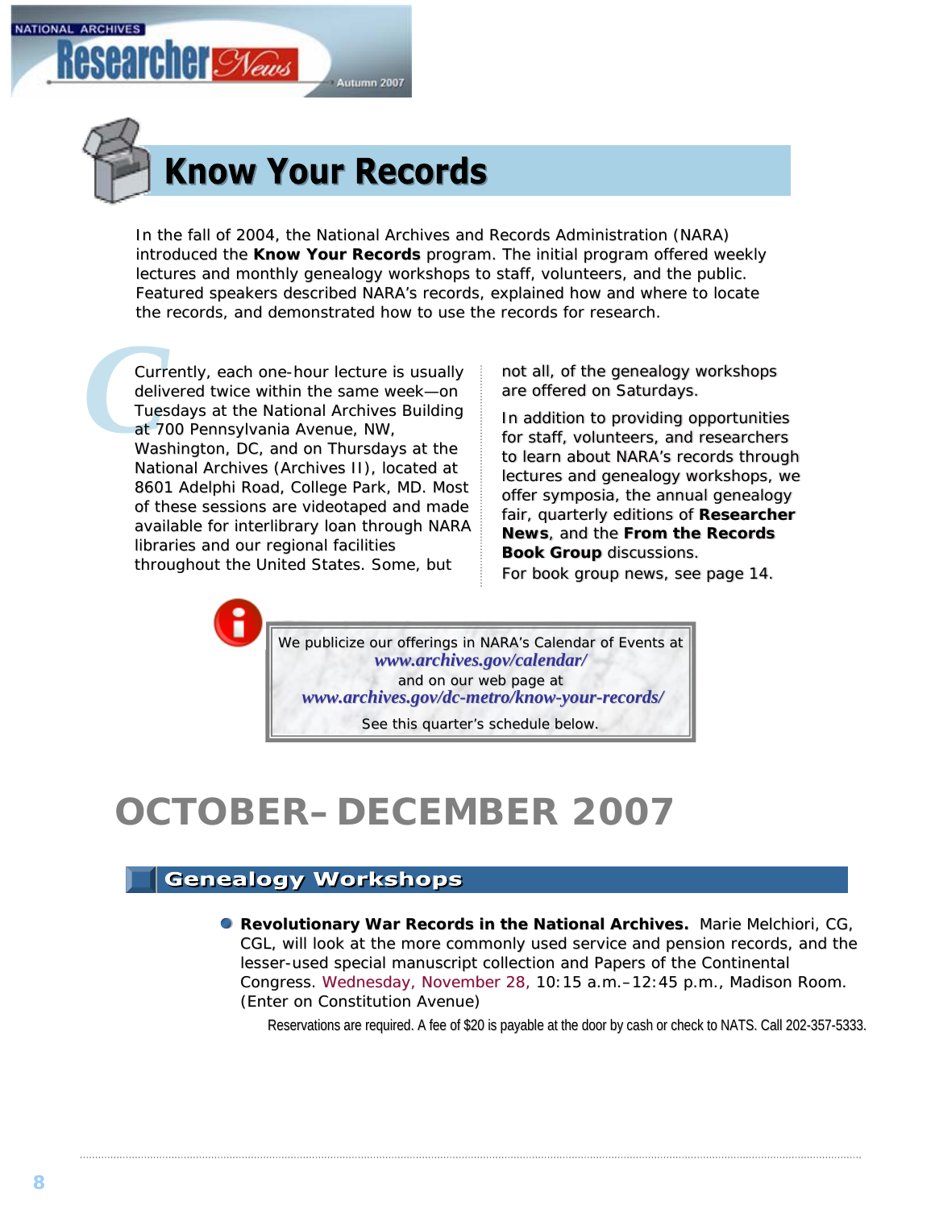# Know Your Records

In the fall of 2004, the National Archives and Records Administration (NARA) introduced the **Know Your Records** program. The initial program offered weekly lectures and monthly genealogy workshops to staff, volunteers, and the public. Featured speakers described NARA's records, explained how and where to locate the records, and demonstrated how to use the records for research.

Currently, each one-hour lecture is usually delivered twice within the same week—on Tuesdays at the National Archives Building at 700 Pennsylvania Avenue, NW, Washington, DC, and on Thursdays at the National Archives (Archives II), located at 8601 Adelphi Road, College Park, MD. Most of these sessions are videotaped and made available for interlibrary loan through NARA libraries and our regional facilities throughout the United States. Some, but not all, of the genealogy workshops are offered on Saturdays.

In addition to providing opportunities for staff, volunteers, and researchers to learn about NARA's records through lectures and genealogy workshops, we offer symposia, the annual genealogy fair, quarterly editions of **Researcher News**, and the **From the Records Book Group** discussions.

For book group news, see page 14.

We publicize our offerings in NARA's Calendar of Events at
*www.archives.gov/calendar/*
and on our web page at
*www.archives.gov/dc-metro/know-your-records/*
See this quarter's schedule below.

# OCTOBER– DECEMBER 2007

## Genealogy Workshops

- **Revolutionary War Records in the National Archives.** Marie Melchiori, CG, CGL, will look at the more commonly used service and pension records, and the lesser-used special manuscript collection and Papers of the Continental Congress. Wednesday, November 28, 10:15 a.m.–12:45 p.m., Madison Room. (Enter on Constitution Avenue)

Reservations are required. A fee of $20 is payable at the door by cash or check to NATS. Call 202-357-5333.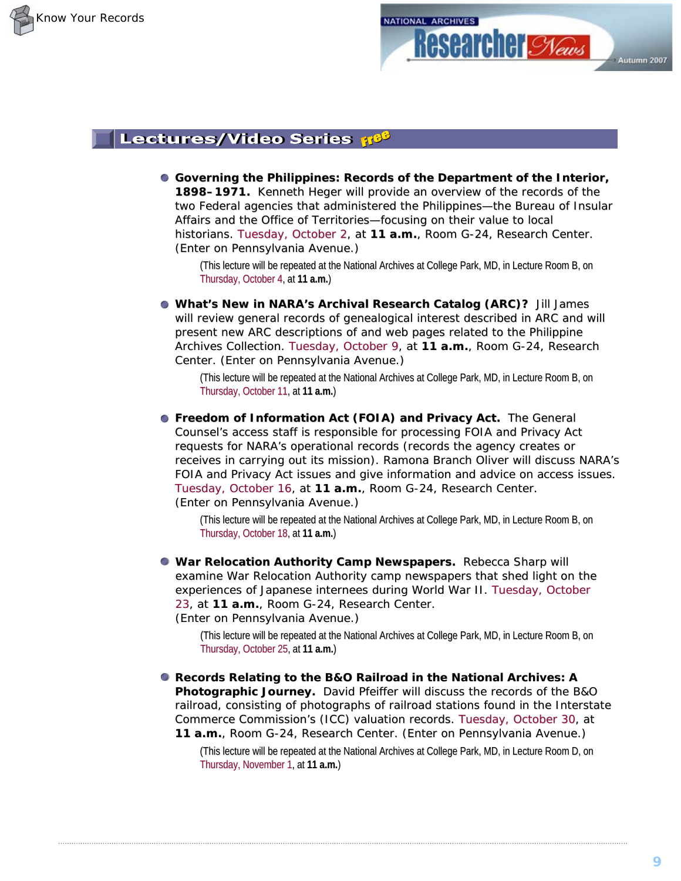## Lectures/Video Series *Free*

- **Governing the Philippines: Records of the Department of the Interior, 1898–1971.** Kenneth Heger will provide an overview of the records of the two Federal agencies that administered the Philippines—the Bureau of Insular Affairs and the Office of Territories—focusing on their value to local historians. Tuesday, October 2, at **11 a.m.**, Room G-24, Research Center. (Enter on Pennsylvania Avenue.)

  (This lecture will be repeated at the National Archives at College Park, MD, in Lecture Room B, on Thursday, October 4, at **11 a.m.**)

- **What's New in NARA's Archival Research Catalog (ARC)?** Jill James will review general records of genealogical interest described in ARC and will present new ARC descriptions of and web pages related to the Philippine Archives Collection. Tuesday, October 9, at **11 a.m.**, Room G-24, Research Center. (Enter on Pennsylvania Avenue.)

  (This lecture will be repeated at the National Archives at College Park, MD, in Lecture Room B, on Thursday, October 11, at **11 a.m.**)

- **Freedom of Information Act (FOIA) and Privacy Act.** The General Counsel's access staff is responsible for processing FOIA and Privacy Act requests for NARA's operational records (records the agency creates or receives in carrying out its mission). Ramona Branch Oliver will discuss NARA's FOIA and Privacy Act issues and give information and advice on access issues. Tuesday, October 16, at **11 a.m.**, Room G-24, Research Center. (Enter on Pennsylvania Avenue.)

  (This lecture will be repeated at the National Archives at College Park, MD, in Lecture Room B, on Thursday, October 18, at **11 a.m.**)

- **War Relocation Authority Camp Newspapers.** Rebecca Sharp will examine War Relocation Authority camp newspapers that shed light on the experiences of Japanese internees during World War II. Tuesday, October 23, at **11 a.m.**, Room G-24, Research Center. (Enter on Pennsylvania Avenue.)

  (This lecture will be repeated at the National Archives at College Park, MD, in Lecture Room B, on Thursday, October 25, at **11 a.m.**)

- **Records Relating to the B&O Railroad in the National Archives: A Photographic Journey.** David Pfeiffer will discuss the records of the B&O railroad, consisting of photographs of railroad stations found in the Interstate Commerce Commission's (ICC) valuation records. Tuesday, October 30, at **11 a.m.**, Room G-24, Research Center. (Enter on Pennsylvania Avenue.)

  (This lecture will be repeated at the National Archives at College Park, MD, in Lecture Room D, on Thursday, November 1, at **11 a.m.**)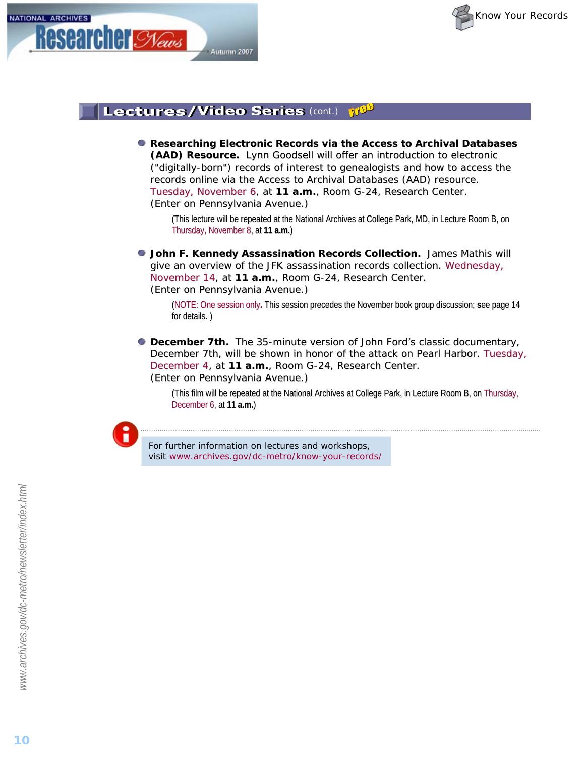## Lectures/Video Series (cont.) Free

- **Researching Electronic Records via the Access to Archival Databases (AAD) Resource.** Lynn Goodsell will offer an introduction to electronic ("digitally-born") records of interest to genealogists and how to access the records online via the Access to Archival Databases (AAD) resource. Tuesday, November 6, at **11 a.m.**, Room G-24, Research Center. (Enter on Pennsylvania Avenue.)

  (This lecture will be repeated at the National Archives at College Park, MD, in Lecture Room B, on Thursday, November 8, at **11 a.m.**)

- **John F. Kennedy Assassination Records Collection.** James Mathis will give an overview of the JFK assassination records collection. Wednesday, November 14, at **11 a.m.**, Room G-24, Research Center. (Enter on Pennsylvania Avenue.)

  (NOTE: One session only. This session precedes the November book group discussion; see page 14 for details. )

- **December 7th.** The 35-minute version of John Ford's classic documentary, December 7th, will be shown in honor of the attack on Pearl Harbor. Tuesday, December 4, at **11 a.m.**, Room G-24, Research Center. (Enter on Pennsylvania Avenue.)

  (This film will be repeated at the National Archives at College Park, in Lecture Room B, on Thursday, December 6, at **11 a.m.**)

For further information on lectures and workshops, visit www.archives.gov/dc-metro/know-your-records/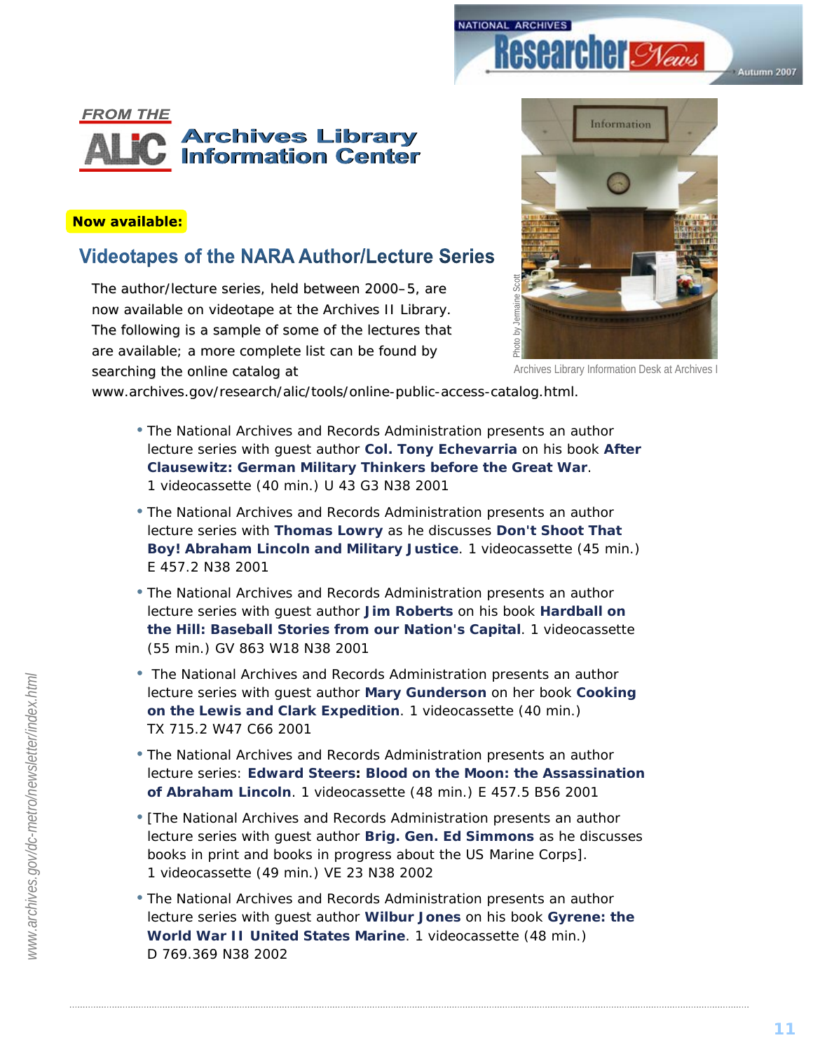FROM THE

## ALIC Archives Library Information Center

**Now available:**

## Videotapes of the NARA Author/Lecture Series

The author/lecture series, held between 2000–5, are now available on videotape at the Archives II Library. The following is a sample of some of the lectures that are available; a more complete list can be found by searching the online catalog at www.archives.gov/research/alic/tools/online-public-access-catalog.html.

Photo by Jermaine Scott

Archives Library Information Desk at Archives I

- The National Archives and Records Administration presents an author lecture series with guest author **Col. Tony Echevarria** on his book **After Clausewitz: German Military Thinkers before the Great War**. 1 videocassette (40 min.) U 43 G3 N38 2001
- The National Archives and Records Administration presents an author lecture series with **Thomas Lowry** as he discusses **Don't Shoot That Boy! Abraham Lincoln and Military Justice**. 1 videocassette (45 min.) E 457.2 N38 2001
- The National Archives and Records Administration presents an author lecture series with guest author **Jim Roberts** on his book **Hardball on the Hill: Baseball Stories from our Nation's Capital**. 1 videocassette (55 min.) GV 863 W18 N38 2001
- The National Archives and Records Administration presents an author lecture series with guest author **Mary Gunderson** on her book **Cooking on the Lewis and Clark Expedition**. 1 videocassette (40 min.) TX 715.2 W47 C66 2001
- The National Archives and Records Administration presents an author lecture series: **Edward Steers: Blood on the Moon: the Assassination of Abraham Lincoln**. 1 videocassette (48 min.) E 457.5 B56 2001
- [The National Archives and Records Administration presents an author lecture series with guest author **Brig. Gen. Ed Simmons** as he discusses books in print and books in progress about the US Marine Corps]. 1 videocassette (49 min.) VE 23 N38 2002
- The National Archives and Records Administration presents an author lecture series with guest author **Wilbur Jones** on his book **Gyrene: the World War II United States Marine**. 1 videocassette (48 min.) D 769.369 N38 2002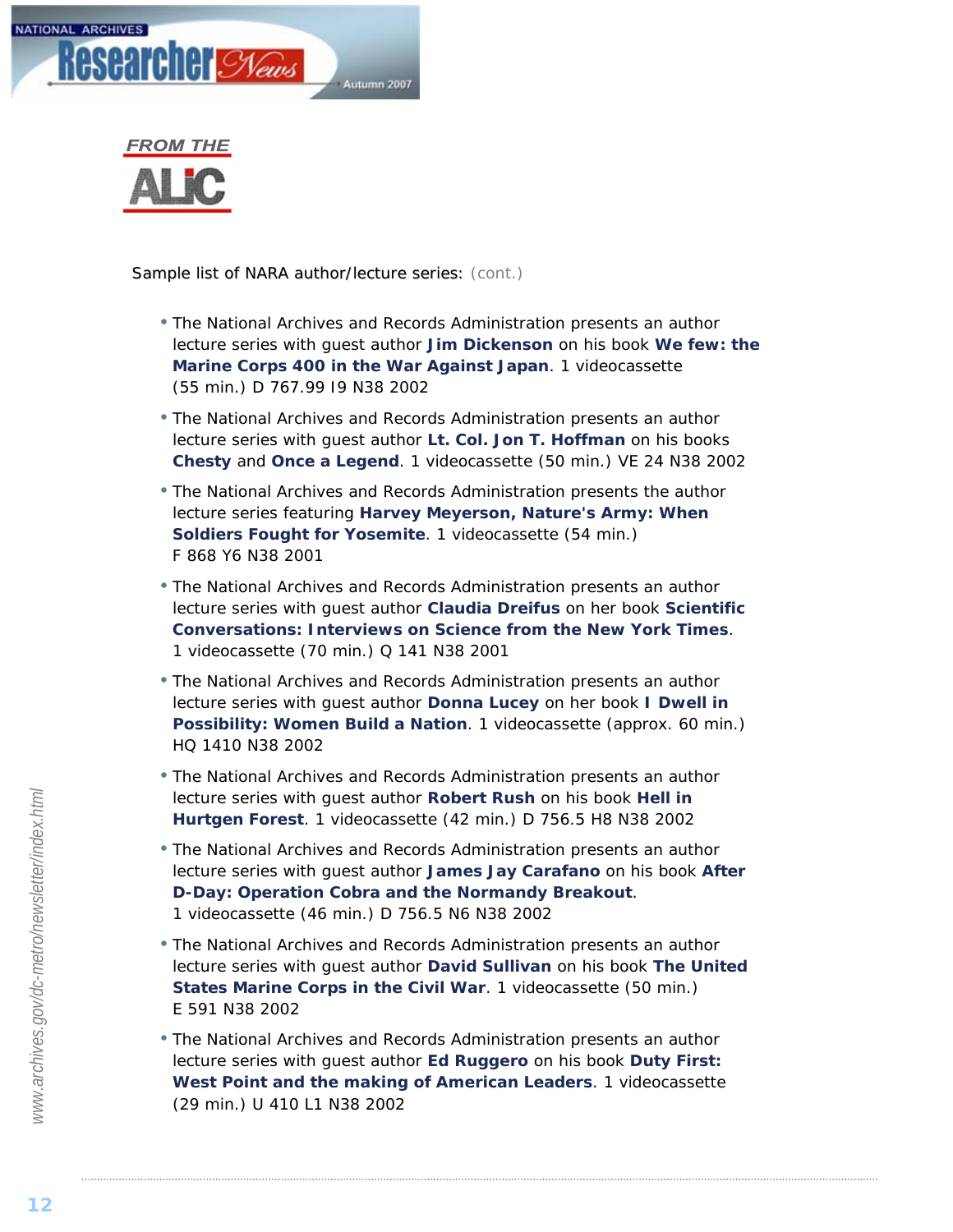## FROM THE ALIC

Sample list of NARA author/lecture series: (cont.)

- The National Archives and Records Administration presents an author lecture series with guest author **Jim Dickenson** on his book **We few: the Marine Corps 400 in the War Against Japan**. 1 videocassette (55 min.) D 767.99 I9 N38 2002
- The National Archives and Records Administration presents an author lecture series with guest author **Lt. Col. Jon T. Hoffman** on his books **Chesty** and **Once a Legend**. 1 videocassette (50 min.) VE 24 N38 2002
- The National Archives and Records Administration presents the author lecture series featuring **Harvey Meyerson, Nature's Army: When Soldiers Fought for Yosemite**. 1 videocassette (54 min.) F 868 Y6 N38 2001
- The National Archives and Records Administration presents an author lecture series with guest author **Claudia Dreifus** on her book **Scientific Conversations: Interviews on Science from the New York Times**. 1 videocassette (70 min.) Q 141 N38 2001
- The National Archives and Records Administration presents an author lecture series with guest author **Donna Lucey** on her book **I Dwell in Possibility: Women Build a Nation**. 1 videocassette (approx. 60 min.) HQ 1410 N38 2002
- The National Archives and Records Administration presents an author lecture series with guest author **Robert Rush** on his book **Hell in Hurtgen Forest**. 1 videocassette (42 min.) D 756.5 H8 N38 2002
- The National Archives and Records Administration presents an author lecture series with guest author **James Jay Carafano** on his book **After D-Day: Operation Cobra and the Normandy Breakout**. 1 videocassette (46 min.) D 756.5 N6 N38 2002
- The National Archives and Records Administration presents an author lecture series with guest author **David Sullivan** on his book **The United States Marine Corps in the Civil War**. 1 videocassette (50 min.) E 591 N38 2002
- The National Archives and Records Administration presents an author lecture series with guest author **Ed Ruggero** on his book **Duty First: West Point and the making of American Leaders**. 1 videocassette (29 min.) U 410 L1 N38 2002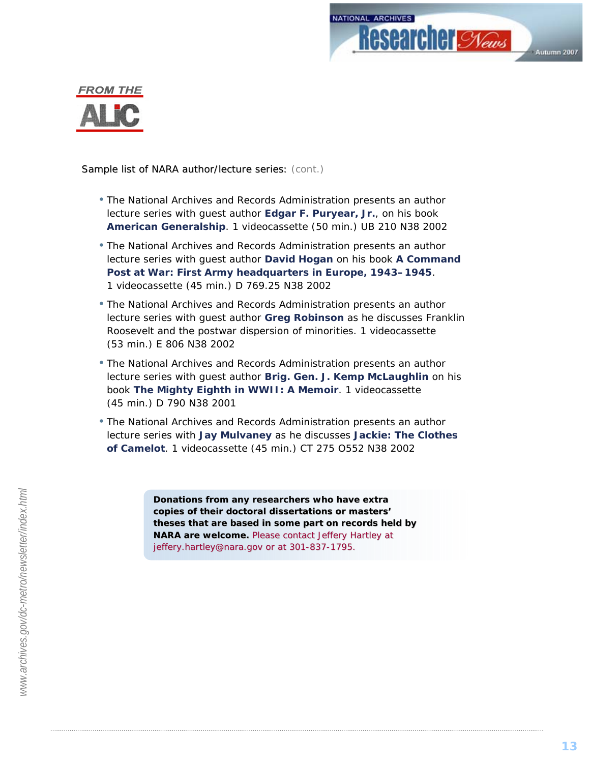## FROM THE ALIC

Sample list of NARA author/lecture series: (cont.)

- The National Archives and Records Administration presents an author lecture series with guest author **Edgar F. Puryear, Jr.**, on his book **American Generalship**. 1 videocassette (50 min.) UB 210 N38 2002
- The National Archives and Records Administration presents an author lecture series with guest author **David Hogan** on his book **A Command Post at War: First Army headquarters in Europe, 1943–1945**. 1 videocassette (45 min.) D 769.25 N38 2002
- The National Archives and Records Administration presents an author lecture series with guest author **Greg Robinson** as he discusses Franklin Roosevelt and the postwar dispersion of minorities. 1 videocassette (53 min.) E 806 N38 2002
- The National Archives and Records Administration presents an author lecture series with guest author **Brig. Gen. J. Kemp McLaughlin** on his book **The Mighty Eighth in WWII: A Memoir**. 1 videocassette (45 min.) D 790 N38 2001
- The National Archives and Records Administration presents an author lecture series with **Jay Mulvaney** as he discusses **Jackie: The Clothes of Camelot**. 1 videocassette (45 min.) CT 275 O552 N38 2002

**Donations from any researchers who have extra copies of their doctoral dissertations or masters' theses that are based in some part on records held by NARA are welcome.** Please contact Jeffery Hartley at jeffery.hartley@nara.gov or at 301-837-1795.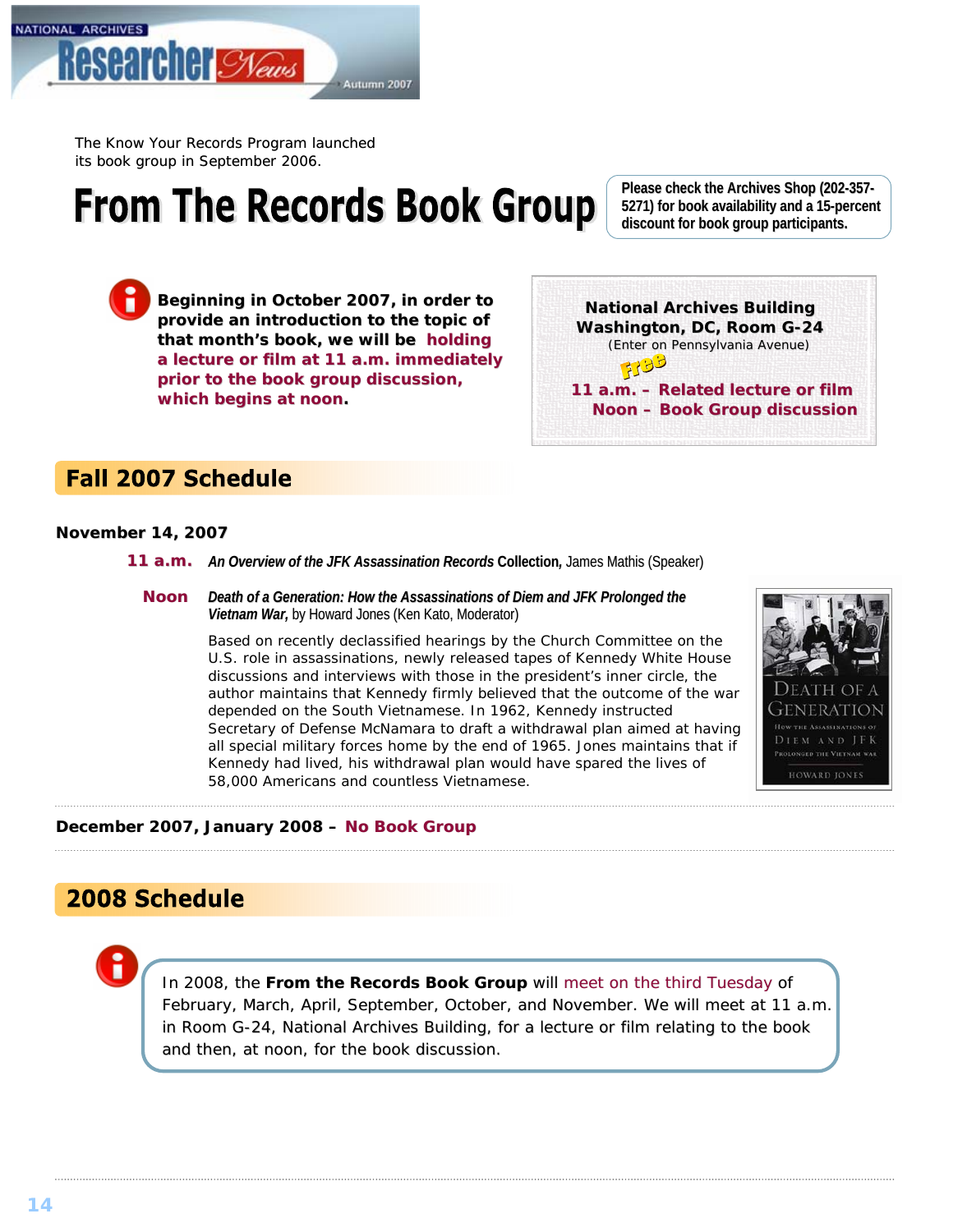The Know Your Records Program launched its book group in September 2006.

# From The Records Book Group

**Please check the Archives Shop (202-357-5271) for book availability and a 15-percent discount for book group participants.**

**Beginning in October 2007, in order to provide an introduction to the topic of that month's book, we will be holding a lecture or film at 11 a.m. immediately prior to the book group discussion, which begins at noon.**

**National Archives Building**
**Washington, DC, Room G-24**
(Enter on Pennsylvania Avenue)

Free

**11 a.m. – Related lecture or film**
**Noon – Book Group discussion**

## Fall 2007 Schedule

**November 14, 2007**

**11 a.m.** ***An Overview of the JFK Assassination Records* Collection,** James Mathis (Speaker)

**Noon** ***Death of a Generation: How the Assassinations of Diem and JFK Prolonged the Vietnam War,*** by Howard Jones (Ken Kato, Moderator)

Based on recently declassified hearings by the Church Committee on the U.S. role in assassinations, newly released tapes of Kennedy White House discussions and interviews with those in the president's inner circle, the author maintains that Kennedy firmly believed that the outcome of the war depended on the South Vietnamese. In 1962, Kennedy instructed Secretary of Defense McNamara to draft a withdrawal plan aimed at having all special military forces home by the end of 1965. Jones maintains that if Kennedy had lived, his withdrawal plan would have spared the lives of 58,000 Americans and countless Vietnamese.

**December 2007, January 2008 – No Book Group**

## 2008 Schedule

In 2008, the **From the Records Book Group** will meet on the third Tuesday of February, March, April, September, October, and November. We will meet at 11 a.m. in Room G-24, National Archives Building, for a lecture or film relating to the book and then, at noon, for the book discussion.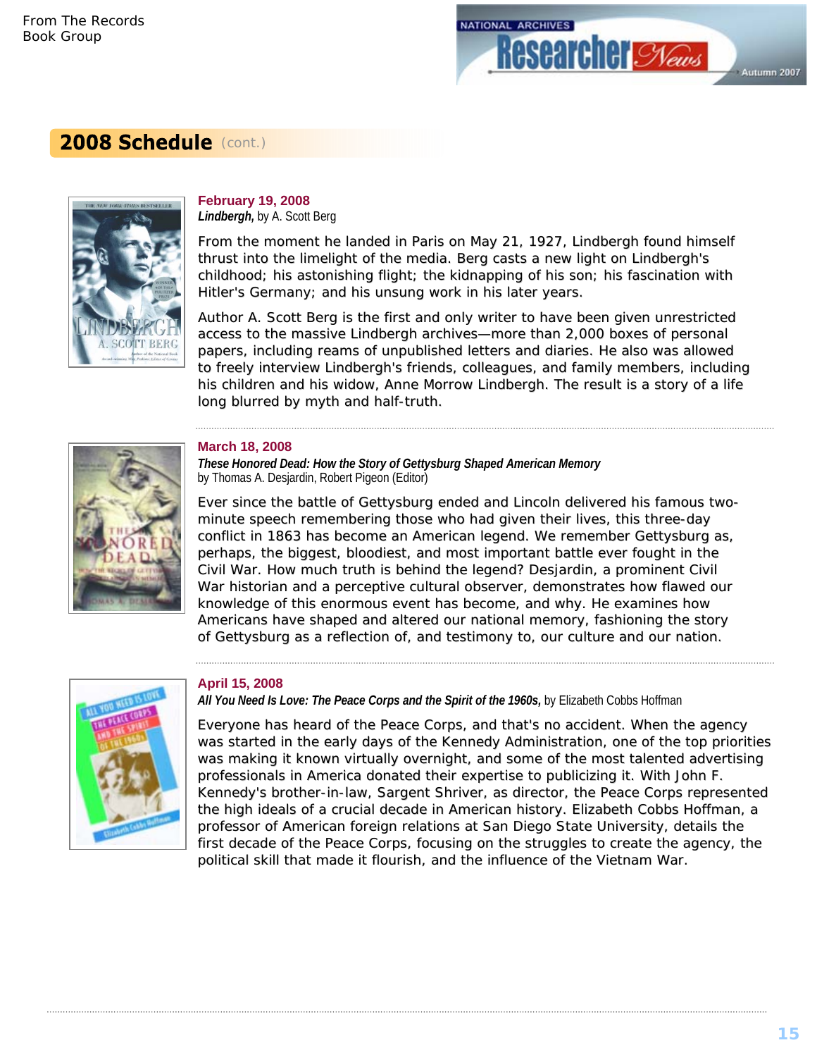## 2008 Schedule (cont.)

**February 19, 2008**
***Lindbergh,*** by A. Scott Berg

From the moment he landed in Paris on May 21, 1927, Lindbergh found himself thrust into the limelight of the media. Berg casts a new light on Lindbergh's childhood; his astonishing flight; the kidnapping of his son; his fascination with Hitler's Germany; and his unsung work in his later years.

Author A. Scott Berg is the first and only writer to have been given unrestricted access to the massive Lindbergh archives—more than 2,000 boxes of personal papers, including reams of unpublished letters and diaries. He also was allowed to freely interview Lindbergh's friends, colleagues, and family members, including his children and his widow, Anne Morrow Lindbergh. The result is a story of a life long blurred by myth and half-truth.

**March 18, 2008**
***These Honored Dead: How the Story of Gettysburg Shaped American Memory***
by Thomas A. Desjardin, Robert Pigeon (Editor)

Ever since the battle of Gettysburg ended and Lincoln delivered his famous two-minute speech remembering those who had given their lives, this three-day conflict in 1863 has become an American legend. We remember Gettysburg as, perhaps, the biggest, bloodiest, and most important battle ever fought in the Civil War. How much truth is behind the legend? Desjardin, a prominent Civil War historian and a perceptive cultural observer, demonstrates how flawed our knowledge of this enormous event has become, and why. He examines how Americans have shaped and altered our national memory, fashioning the story of Gettysburg as a reflection of, and testimony to, our culture and our nation.

**April 15, 2008**
***All You Need Is Love: The Peace Corps and the Spirit of the 1960s,*** by Elizabeth Cobbs Hoffman

Everyone has heard of the Peace Corps, and that's no accident. When the agency was started in the early days of the Kennedy Administration, one of the top priorities was making it known virtually overnight, and some of the most talented advertising professionals in America donated their expertise to publicizing it. With John F. Kennedy's brother-in-law, Sargent Shriver, as director, the Peace Corps represented the high ideals of a crucial decade in American history. Elizabeth Cobbs Hoffman, a professor of American foreign relations at San Diego State University, details the first decade of the Peace Corps, focusing on the struggles to create the agency, the political skill that made it flourish, and the influence of the Vietnam War.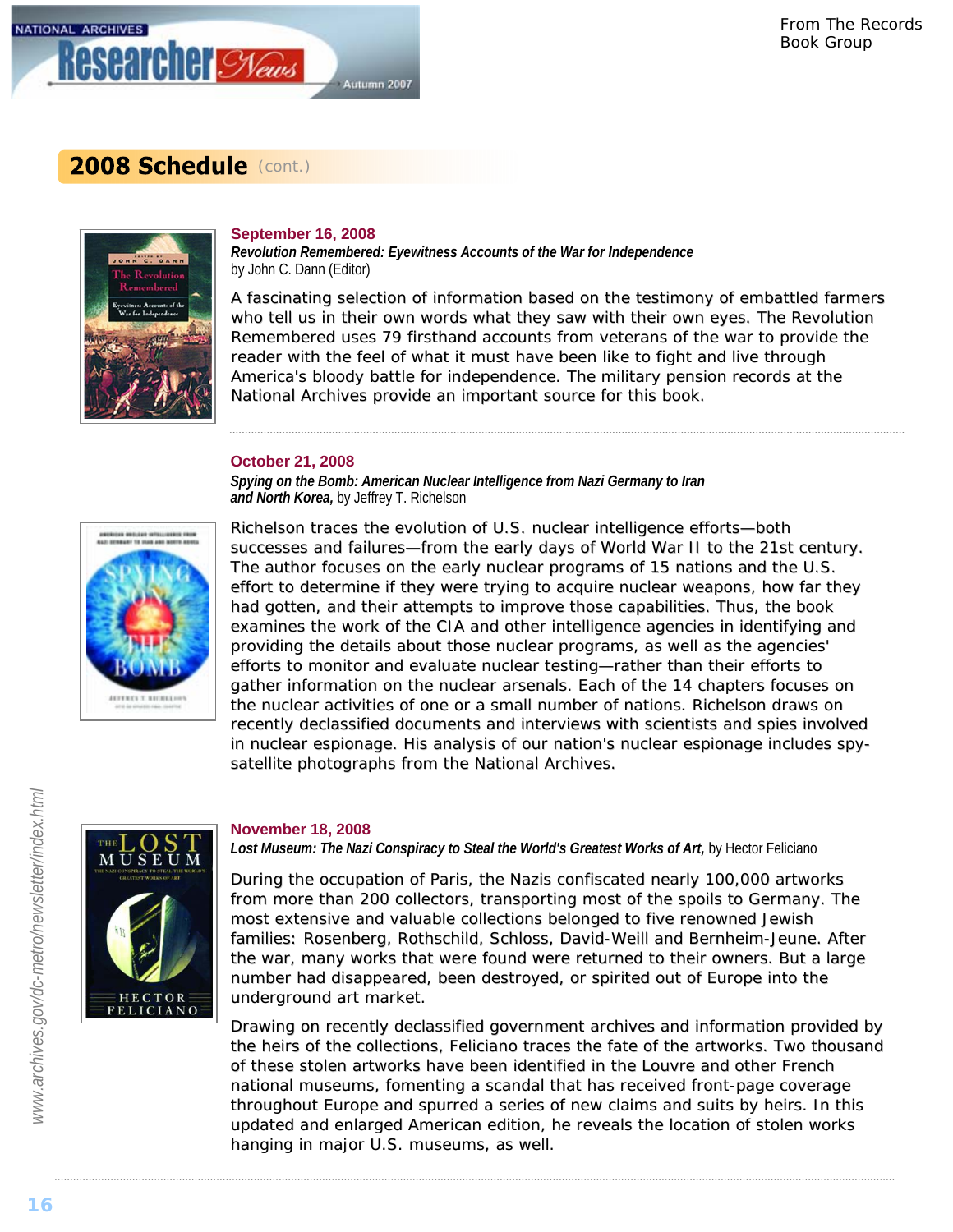## 2008 Schedule (cont.)

**September 16, 2008**
***Revolution Remembered: Eyewitness Accounts of the War for Independence***
by John C. Dann (Editor)

A fascinating selection of information based on the testimony of embattled farmers who tell us in their own words what they saw with their own eyes. The Revolution Remembered uses 79 firsthand accounts from veterans of the war to provide the reader with the feel of what it must have been like to fight and live through America's bloody battle for independence. The military pension records at the National Archives provide an important source for this book.

**October 21, 2008**
***Spying on the Bomb: American Nuclear Intelligence from Nazi Germany to Iran and North Korea,*** by Jeffrey T. Richelson

Richelson traces the evolution of U.S. nuclear intelligence efforts—both successes and failures—from the early days of World War II to the 21st century. The author focuses on the early nuclear programs of 15 nations and the U.S. effort to determine if they were trying to acquire nuclear weapons, how far they had gotten, and their attempts to improve those capabilities. Thus, the book examines the work of the CIA and other intelligence agencies in identifying and providing the details about those nuclear programs, as well as the agencies' efforts to monitor and evaluate nuclear testing—rather than their efforts to gather information on the nuclear arsenals. Each of the 14 chapters focuses on the nuclear activities of one or a small number of nations. Richelson draws on recently declassified documents and interviews with scientists and spies involved in nuclear espionage. His analysis of our nation's nuclear espionage includes spy-satellite photographs from the National Archives.

**November 18, 2008**
***Lost Museum: The Nazi Conspiracy to Steal the World's Greatest Works of Art,*** by Hector Feliciano

During the occupation of Paris, the Nazis confiscated nearly 100,000 artworks from more than 200 collectors, transporting most of the spoils to Germany. The most extensive and valuable collections belonged to five renowned Jewish families: Rosenberg, Rothschild, Schloss, David-Weill and Bernheim-Jeune. After the war, many works that were found were returned to their owners. But a large number had disappeared, been destroyed, or spirited out of Europe into the underground art market.

Drawing on recently declassified government archives and information provided by the heirs of the collections, Feliciano traces the fate of the artworks. Two thousand of these stolen artworks have been identified in the Louvre and other French national museums, fomenting a scandal that has received front-page coverage throughout Europe and spurred a series of new claims and suits by heirs. In this updated and enlarged American edition, he reveals the location of stolen works hanging in major U.S. museums, as well.